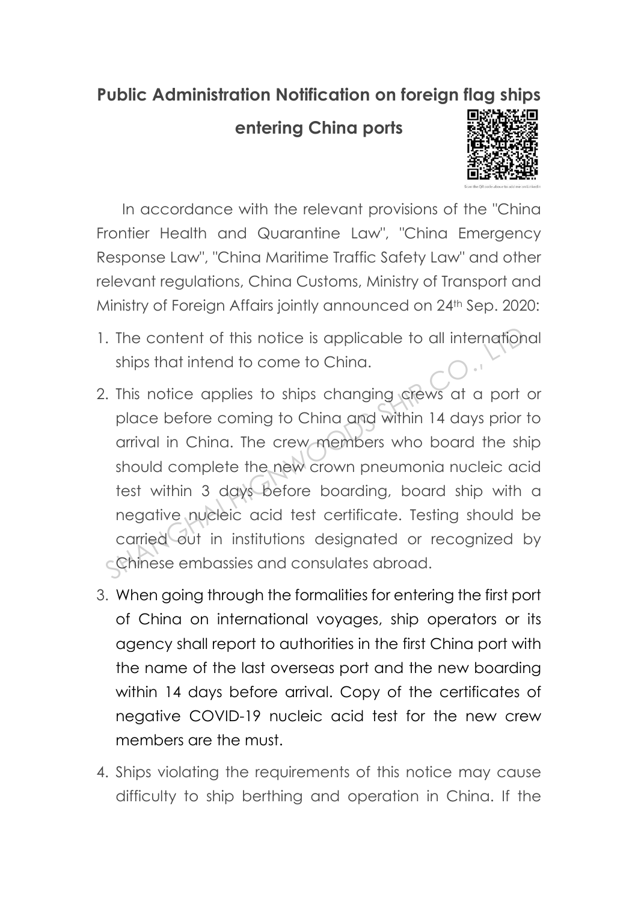# Public Administration Notification on foreign flag ships entering China ports

Scan the QR code above to add me on LinkedIn

In accordance with the relevant provisions of the "China Frontier Health and Quarantine Law", "China Emergency Response Law", "China Maritime Traffic Safety Law" and other relevant regulations, China Customs, Ministry of Transport and Ministry of Foreign Affairs jointly announced on 24th Sep. 2020:

1. The content of this notice is applicable to all international ships that intend to come to China.
2. This notice applies to ships changing crews at a port or place before coming to China and within 14 days prior to arrival in China. The crew members who board the ship should complete the new crown pneumonia nucleic acid test within 3 days before boarding, board ship with a negative nucleic acid test certificate. Testing should be carried out in institutions designated or recognized by Chinese embassies and consulates abroad.
3. When going through the formalities for entering the first port of China on international voyages, ship operators or its agency shall report to authorities in the first China port with the name of the last overseas port and the new boarding within 14 days before arrival. Copy of the certificates of negative COVID-19 nucleic acid test for the new crew members are the must.
4. Ships violating the requirements of this notice may cause difficulty to ship berthing and operation in China. If the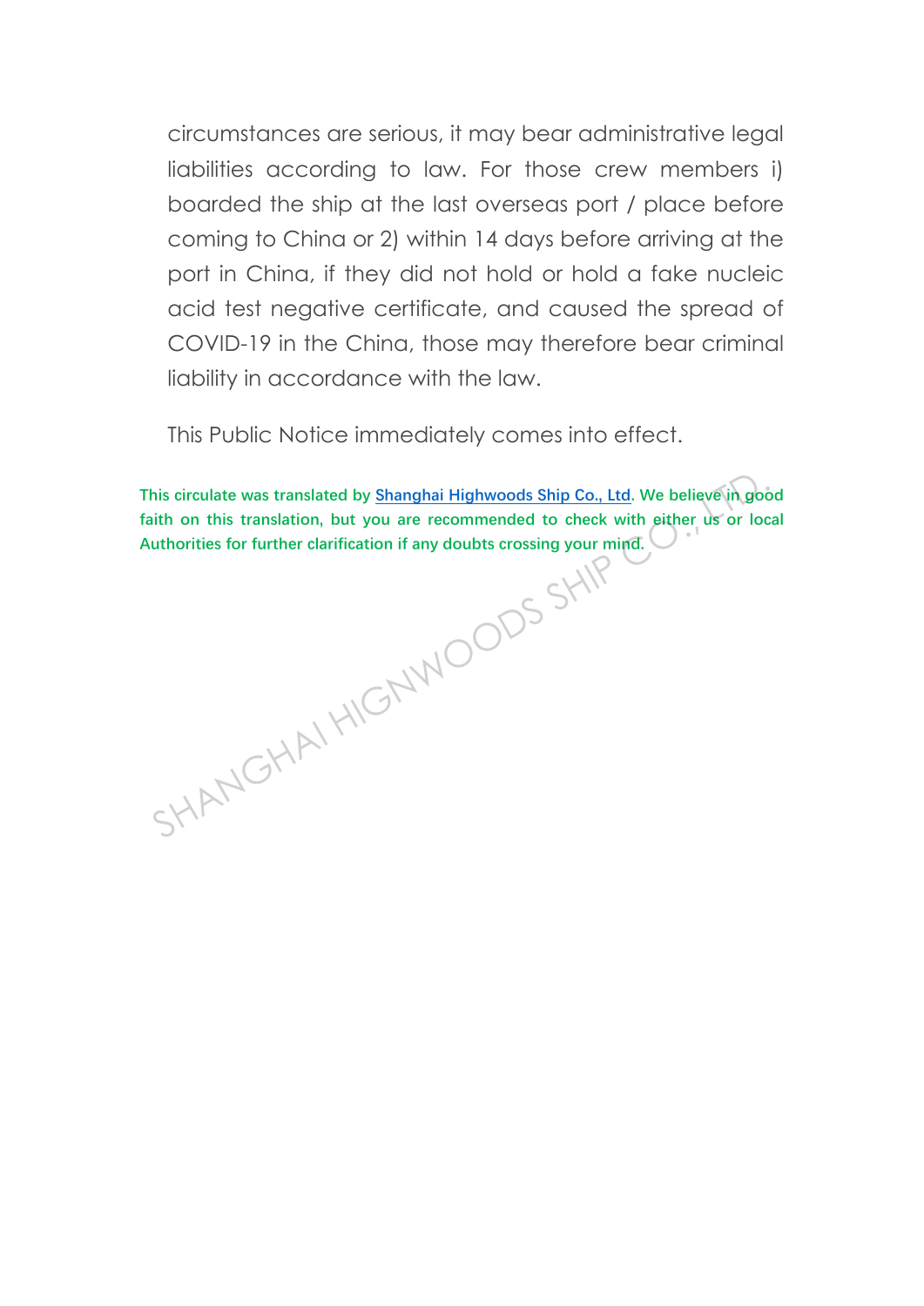circumstances are serious, it may bear administrative legal liabilities according to law. For those crew members i) boarded the ship at the last overseas port / place before coming to China or 2) within 14 days before arriving at the port in China, if they did not hold or hold a fake nucleic acid test negative certificate, and caused the spread of COVID-19 in the China, those may therefore bear criminal liability in accordance with the law.

This Public Notice immediately comes into effect.

**This circulate was translated by Shanghai Highwoods Ship Co., Ltd. We believe in good faith on this translation, but you are recommended to check with either us or local Authorities for further clarification if any doubts crossing your mind.**